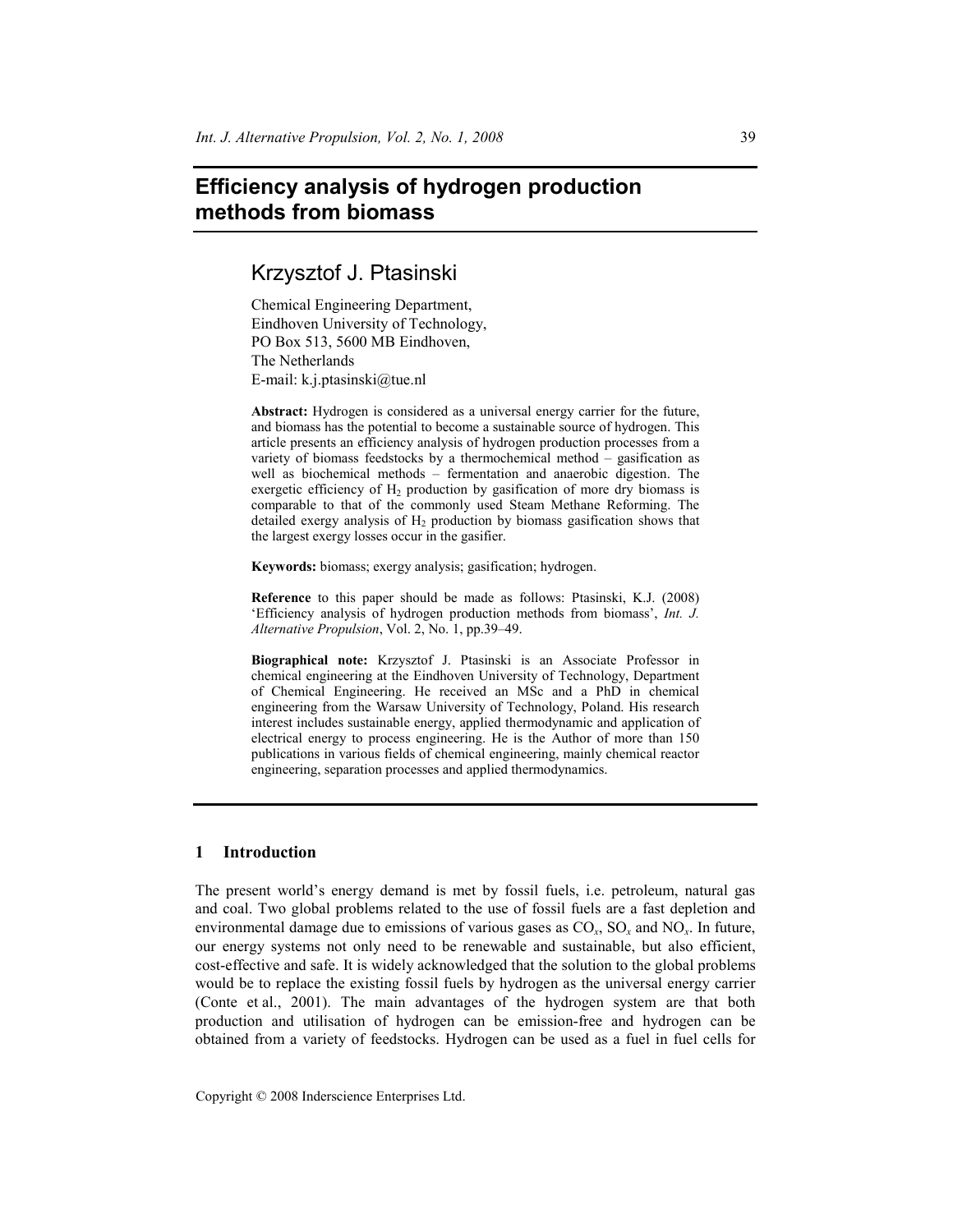# Efficiency analysis of hydrogen production methods from biomass

## Krzysztof J. Ptasinski

Chemical Engineering Department,
Eindhoven University of Technology,
PO Box 513, 5600 MB Eindhoven,
The Netherlands
E-mail: k.j.ptasinski@tue.nl

**Abstract:** Hydrogen is considered as a universal energy carrier for the future, and biomass has the potential to become a sustainable source of hydrogen. This article presents an efficiency analysis of hydrogen production processes from a variety of biomass feedstocks by a thermochemical method – gasification as well as biochemical methods – fermentation and anaerobic digestion. The exergetic efficiency of $H_2$ production by gasification of more dry biomass is comparable to that of the commonly used Steam Methane Reforming. The detailed exergy analysis of $H_2$ production by biomass gasification shows that the largest exergy losses occur in the gasifier.

**Keywords:** biomass; exergy analysis; gasification; hydrogen.

**Reference** to this paper should be made as follows: Ptasinski, K.J. (2008) 'Efficiency analysis of hydrogen production methods from biomass', *Int. J. Alternative Propulsion*, Vol. 2, No. 1, pp.39–49.

**Biographical note:** Krzysztof J. Ptasinski is an Associate Professor in chemical engineering at the Eindhoven University of Technology, Department of Chemical Engineering. He received an MSc and a PhD in chemical engineering from the Warsaw University of Technology, Poland. His research interest includes sustainable energy, applied thermodynamic and application of electrical energy to process engineering. He is the Author of more than 150 publications in various fields of chemical engineering, mainly chemical reactor engineering, separation processes and applied thermodynamics.

## 1 Introduction

The present world's energy demand is met by fossil fuels, i.e. petroleum, natural gas and coal. Two global problems related to the use of fossil fuels are a fast depletion and environmental damage due to emissions of various gases as $CO_x$, $SO_x$ and $NO_x$. In future, our energy systems not only need to be renewable and sustainable, but also efficient, cost-effective and safe. It is widely acknowledged that the solution to the global problems would be to replace the existing fossil fuels by hydrogen as the universal energy carrier (Conte et al., 2001). The main advantages of the hydrogen system are that both production and utilisation of hydrogen can be emission-free and hydrogen can be obtained from a variety of feedstocks. Hydrogen can be used as a fuel in fuel cells for

Copyright © 2008 Inderscience Enterprises Ltd.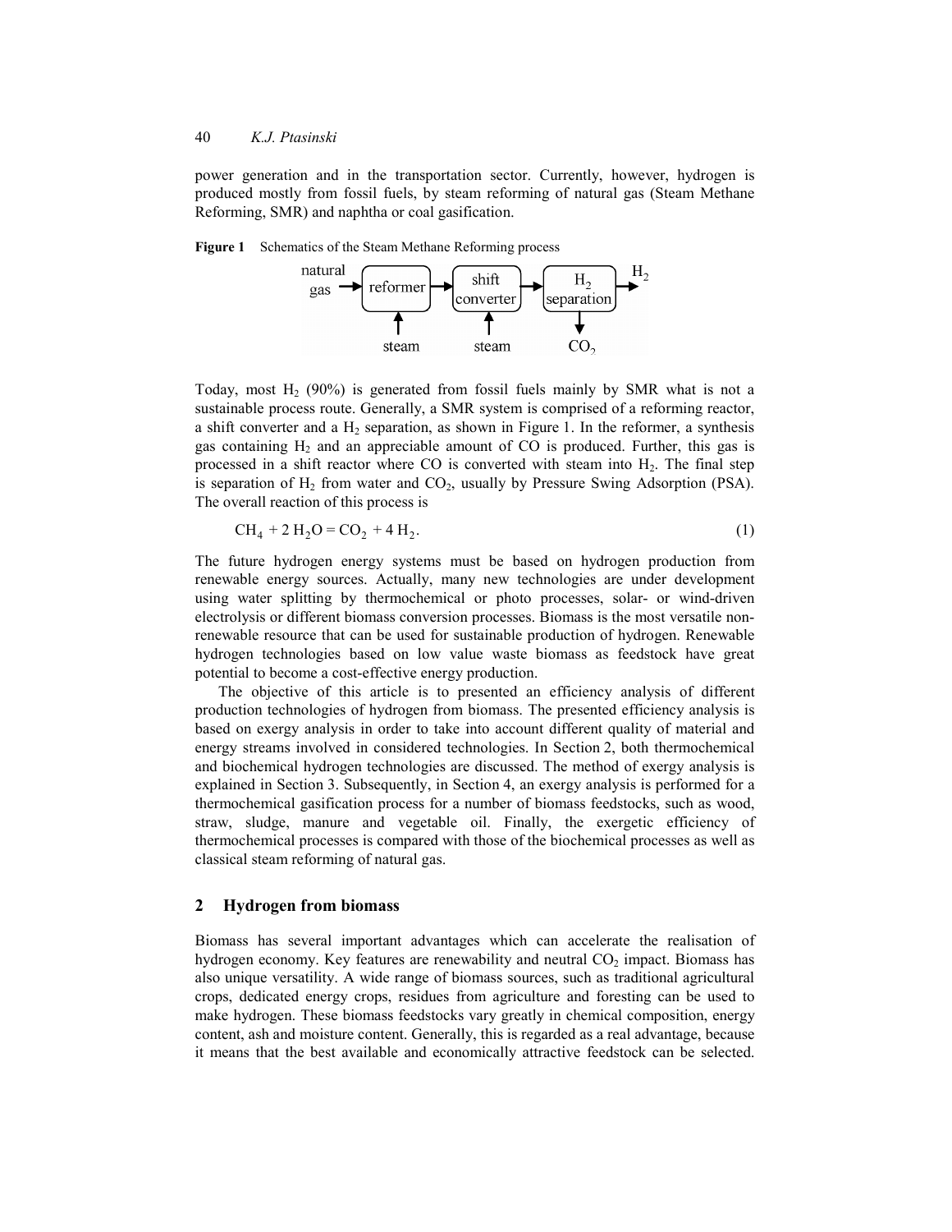power generation and in the transportation sector. Currently, however, hydrogen is produced mostly from fossil fuels, by steam reforming of natural gas (Steam Methane Reforming, SMR) and naphtha or coal gasification.

**Figure 1** Schematics of the Steam Methane Reforming process

Today, most $H_2$ (90%) is generated from fossil fuels mainly by SMR what is not a sustainable process route. Generally, a SMR system is comprised of a reforming reactor, a shift converter and a $H_2$ separation, as shown in Figure 1. In the reformer, a synthesis gas containing $H_2$ and an appreciable amount of CO is produced. Further, this gas is processed in a shift reactor where CO is converted with steam into $H_2$. The final step is separation of $H_2$ from water and $CO_2$, usually by Pressure Swing Adsorption (PSA). The overall reaction of this process is

$$CH_4 + 2\,H_2O = CO_2 + 4\,H_2. \quad (1)$$

The future hydrogen energy systems must be based on hydrogen production from renewable energy sources. Actually, many new technologies are under development using water splitting by thermochemical or photo processes, solar- or wind-driven electrolysis or different biomass conversion processes. Biomass is the most versatile non-renewable resource that can be used for sustainable production of hydrogen. Renewable hydrogen technologies based on low value waste biomass as feedstock have great potential to become a cost-effective energy production.

The objective of this article is to presented an efficiency analysis of different production technologies of hydrogen from biomass. The presented efficiency analysis is based on exergy analysis in order to take into account different quality of material and energy streams involved in considered technologies. In Section 2, both thermochemical and biochemical hydrogen technologies are discussed. The method of exergy analysis is explained in Section 3. Subsequently, in Section 4, an exergy analysis is performed for a thermochemical gasification process for a number of biomass feedstocks, such as wood, straw, sludge, manure and vegetable oil. Finally, the exergetic efficiency of thermochemical processes is compared with those of the biochemical processes as well as classical steam reforming of natural gas.

## 2 Hydrogen from biomass

Biomass has several important advantages which can accelerate the realisation of hydrogen economy. Key features are renewability and neutral $CO_2$ impact. Biomass has also unique versatility. A wide range of biomass sources, such as traditional agricultural crops, dedicated energy crops, residues from agriculture and foresting can be used to make hydrogen. These biomass feedstocks vary greatly in chemical composition, energy content, ash and moisture content. Generally, this is regarded as a real advantage, because it means that the best available and economically attractive feedstock can be selected.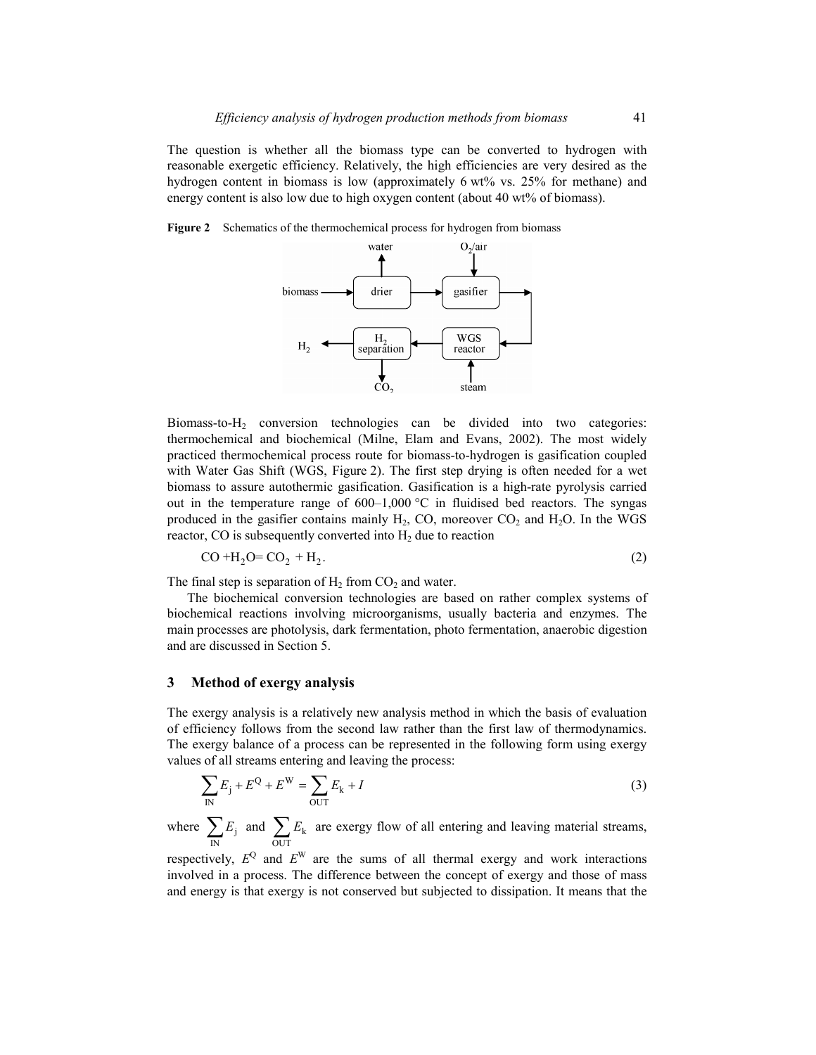The question is whether all the biomass type can be converted to hydrogen with reasonable exergetic efficiency. Relatively, the high efficiencies are very desired as the hydrogen content in biomass is low (approximately 6 wt% vs. 25% for methane) and energy content is also low due to high oxygen content (about 40 wt% of biomass).

**Figure 2** Schematics of the thermochemical process for hydrogen from biomass

Biomass-to-$H_2$ conversion technologies can be divided into two categories: thermochemical and biochemical (Milne, Elam and Evans, 2002). The most widely practiced thermochemical process route for biomass-to-hydrogen is gasification coupled with Water Gas Shift (WGS, Figure 2). The first step drying is often needed for a wet biomass to assure autothermic gasification. Gasification is a high-rate pyrolysis carried out in the temperature range of 600–1,000 °C in fluidised bed reactors. The syngas produced in the gasifier contains mainly $H_2$, CO, moreover $CO_2$ and $H_2O$. In the WGS reactor, CO is subsequently converted into $H_2$ due to reaction

$$CO + H_2O = CO_2 + H_2. \tag{2}$$

The final step is separation of $H_2$ from $CO_2$ and water.

The biochemical conversion technologies are based on rather complex systems of biochemical reactions involving microorganisms, usually bacteria and enzymes. The main processes are photolysis, dark fermentation, photo fermentation, anaerobic digestion and are discussed in Section 5.

## 3 Method of exergy analysis

The exergy analysis is a relatively new analysis method in which the basis of evaluation of efficiency follows from the second law rather than the first law of thermodynamics. The exergy balance of a process can be represented in the following form using exergy values of all streams entering and leaving the process:

$$\sum_{\text{IN}} E_j + E^Q + E^W = \sum_{\text{OUT}} E_k + I \tag{3}$$

where $\sum_{\text{IN}} E_j$ and $\sum_{\text{OUT}} E_k$ are exergy flow of all entering and leaving material streams, respectively, $E^Q$ and $E^W$ are the sums of all thermal exergy and work interactions involved in a process. The difference between the concept of exergy and those of mass and energy is that exergy is not conserved but subjected to dissipation. It means that the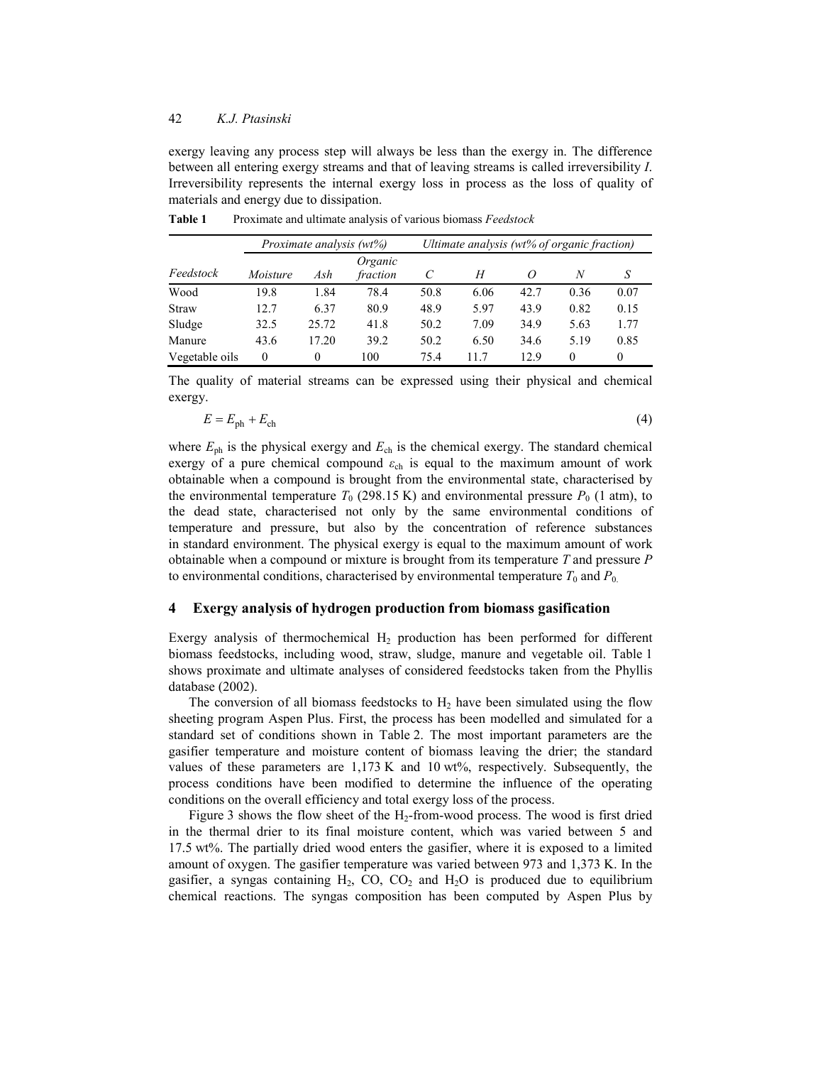exergy leaving any process step will always be less than the exergy in. The difference between all entering exergy streams and that of leaving streams is called irreversibility *I*. Irreversibility represents the internal exergy loss in process as the loss of quality of materials and energy due to dissipation.

**Table 1** Proximate and ultimate analysis of various biomass *Feedstock*

| | *Proximate analysis (wt%)* | | | *Ultimate analysis (wt% of organic fraction)* | | | | |
|---|---|---|---|---|---|---|---|---|
| *Feedstock* | *Moisture* | *Ash* | *Organic fraction* | *C* | *H* | *O* | *N* | *S* |
| Wood | 19.8 | 1.84 | 78.4 | 50.8 | 6.06 | 42.7 | 0.36 | 0.07 |
| Straw | 12.7 | 6.37 | 80.9 | 48.9 | 5.97 | 43.9 | 0.82 | 0.15 |
| Sludge | 32.5 | 25.72 | 41.8 | 50.2 | 7.09 | 34.9 | 5.63 | 1.77 |
| Manure | 43.6 | 17.20 | 39.2 | 50.2 | 6.50 | 34.6 | 5.19 | 0.85 |
| Vegetable oils | 0 | 0 | 100 | 75.4 | 11.7 | 12.9 | 0 | 0 |

The quality of material streams can be expressed using their physical and chemical exergy.

$$E = E_{\text{ph}} + E_{\text{ch}} \tag{4}$$

where $E_{\text{ph}}$ is the physical exergy and $E_{\text{ch}}$ is the chemical exergy. The standard chemical exergy of a pure chemical compound $\varepsilon_{\text{ch}}$ is equal to the maximum amount of work obtainable when a compound is brought from the environmental state, characterised by the environmental temperature $T_0$ (298.15 K) and environmental pressure $P_0$ (1 atm), to the dead state, characterised not only by the same environmental conditions of temperature and pressure, but also by the concentration of reference substances in standard environment. The physical exergy is equal to the maximum amount of work obtainable when a compound or mixture is brought from its temperature *T* and pressure *P* to environmental conditions, characterised by environmental temperature $T_0$ and $P_0$.

## 4 Exergy analysis of hydrogen production from biomass gasification

Exergy analysis of thermochemical $H_2$ production has been performed for different biomass feedstocks, including wood, straw, sludge, manure and vegetable oil. Table 1 shows proximate and ultimate analyses of considered feedstocks taken from the Phyllis database (2002).

The conversion of all biomass feedstocks to $H_2$ have been simulated using the flow sheeting program Aspen Plus. First, the process has been modelled and simulated for a standard set of conditions shown in Table 2. The most important parameters are the gasifier temperature and moisture content of biomass leaving the drier; the standard values of these parameters are 1,173 K and 10 wt%, respectively. Subsequently, the process conditions have been modified to determine the influence of the operating conditions on the overall efficiency and total exergy loss of the process.

Figure 3 shows the flow sheet of the $H_2$-from-wood process. The wood is first dried in the thermal drier to its final moisture content, which was varied between 5 and 17.5 wt%. The partially dried wood enters the gasifier, where it is exposed to a limited amount of oxygen. The gasifier temperature was varied between 973 and 1,373 K. In the gasifier, a syngas containing $H_2$, CO, $CO_2$ and $H_2O$ is produced due to equilibrium chemical reactions. The syngas composition has been computed by Aspen Plus by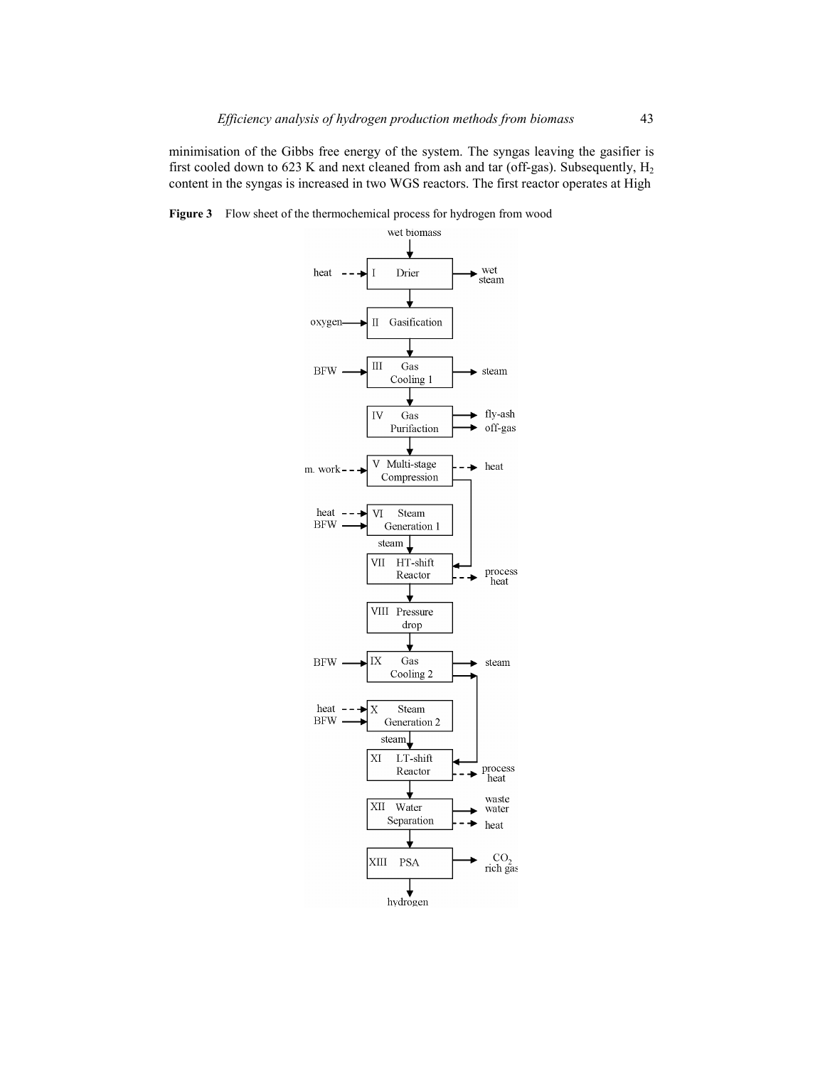minimisation of the Gibbs free energy of the system. The syngas leaving the gasifier is first cooled down to 623 K and next cleaned from ash and tar (off-gas). Subsequently, $H_2$ content in the syngas is increased in two WGS reactors. The first reactor operates at High

**Figure 3** Flow sheet of the thermochemical process for hydrogen from wood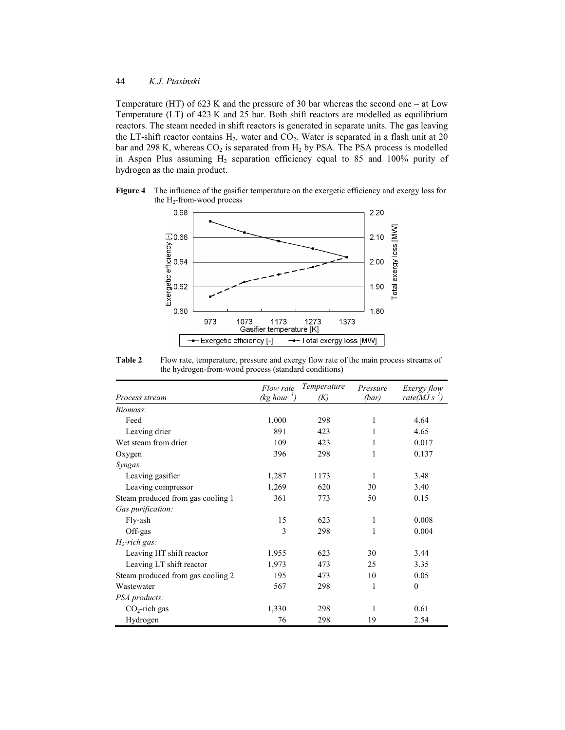Temperature (HT) of 623 K and the pressure of 30 bar whereas the second one – at Low Temperature (LT) of 423 K and 25 bar. Both shift reactors are modelled as equilibrium reactors. The steam needed in shift reactors is generated in separate units. The gas leaving the LT-shift reactor contains $H_2$, water and $CO_2$. Water is separated in a flash unit at 20 bar and 298 K, whereas $CO_2$ is separated from $H_2$ by PSA. The PSA process is modelled in Aspen Plus assuming $H_2$ separation efficiency equal to 85 and 100% purity of hydrogen as the main product.

**Figure 4** The influence of the gasifier temperature on the exergetic efficiency and exergy loss for the $H_2$-from-wood process

**Table 2** Flow rate, temperature, pressure and exergy flow rate of the main process streams of the hydrogen-from-wood process (standard conditions)

| *Process stream* | *Flow rate (kg hour$^{-1}$)* | *Temperature (K)* | *Pressure (bar)* | *Exergy flow rate(MJ s$^{-1}$)* |
|---|---|---|---|---|
| *Biomass:* | | | | |
| Feed | 1,000 | 298 | 1 | 4.64 |
| Leaving drier | 891 | 423 | 1 | 4.65 |
| Wet steam from drier | 109 | 423 | 1 | 0.017 |
| Oxygen | 396 | 298 | 1 | 0.137 |
| *Syngas:* | | | | |
| Leaving gasifier | 1,287 | 1173 | 1 | 3.48 |
| Leaving compressor | 1,269 | 620 | 30 | 3.40 |
| Steam produced from gas cooling 1 | 361 | 773 | 50 | 0.15 |
| *Gas purification:* | | | | |
| Fly-ash | 15 | 623 | 1 | 0.008 |
| Off-gas | 3 | 298 | 1 | 0.004 |
| *$H_2$-rich gas:* | | | | |
| Leaving HT shift reactor | 1,955 | 623 | 30 | 3.44 |
| Leaving LT shift reactor | 1,973 | 473 | 25 | 3.35 |
| Steam produced from gas cooling 2 | 195 | 473 | 10 | 0.05 |
| Wastewater | 567 | 298 | 1 | 0 |
| *PSA products:* | | | | |
| $CO_2$-rich gas | 1,330 | 298 | 1 | 0.61 |
| Hydrogen | 76 | 298 | 19 | 2.54 |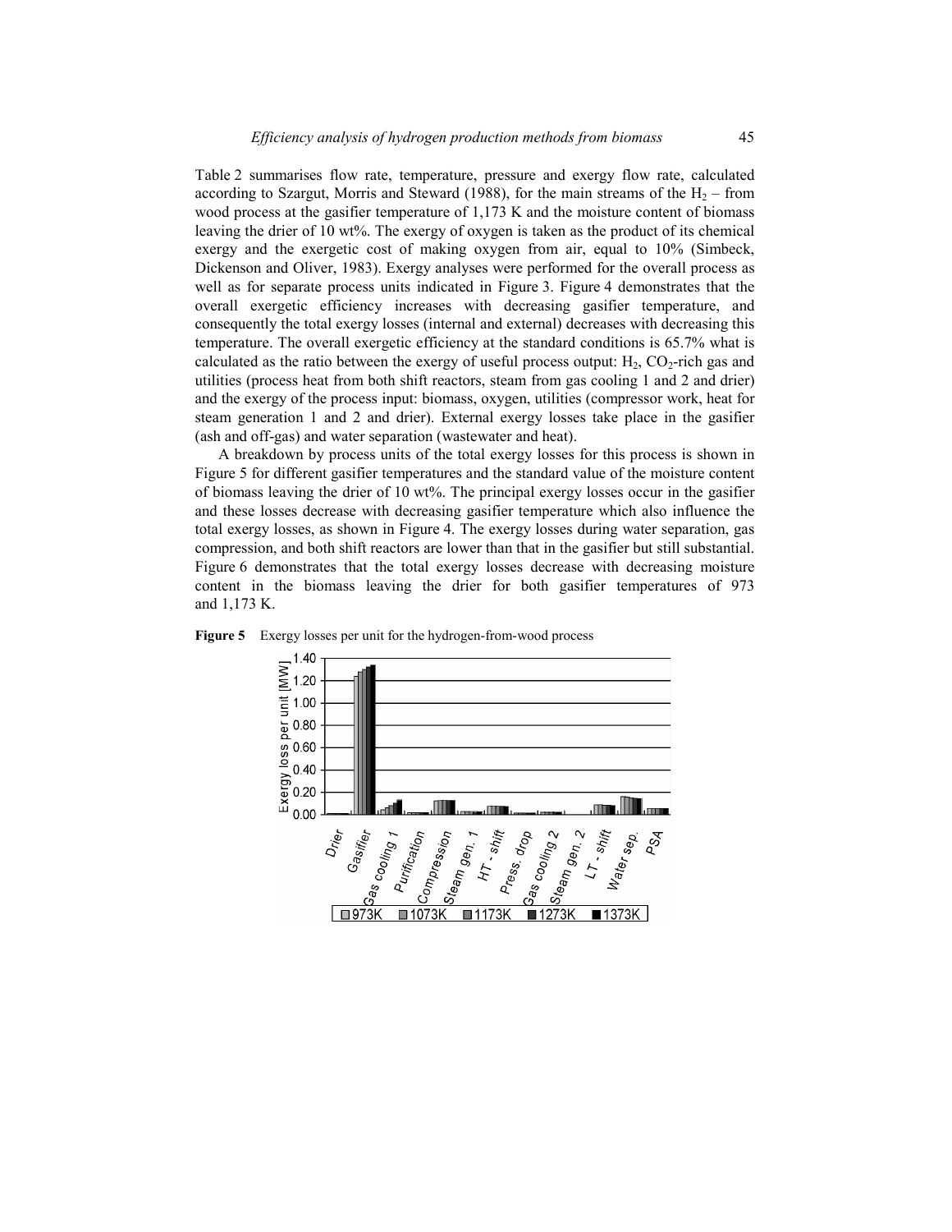Table 2 summarises flow rate, temperature, pressure and exergy flow rate, calculated according to Szargut, Morris and Steward (1988), for the main streams of the $H_2$ – from wood process at the gasifier temperature of 1,173 K and the moisture content of biomass leaving the drier of 10 wt%. The exergy of oxygen is taken as the product of its chemical exergy and the exergetic cost of making oxygen from air, equal to 10% (Simbeck, Dickenson and Oliver, 1983). Exergy analyses were performed for the overall process as well as for separate process units indicated in Figure 3. Figure 4 demonstrates that the overall exergetic efficiency increases with decreasing gasifier temperature, and consequently the total exergy losses (internal and external) decreases with decreasing this temperature. The overall exergetic efficiency at the standard conditions is 65.7% what is calculated as the ratio between the exergy of useful process output: $H_2$, $CO_2$-rich gas and utilities (process heat from both shift reactors, steam from gas cooling 1 and 2 and drier) and the exergy of the process input: biomass, oxygen, utilities (compressor work, heat for steam generation 1 and 2 and drier). External exergy losses take place in the gasifier (ash and off-gas) and water separation (wastewater and heat).

A breakdown by process units of the total exergy losses for this process is shown in Figure 5 for different gasifier temperatures and the standard value of the moisture content of biomass leaving the drier of 10 wt%. The principal exergy losses occur in the gasifier and these losses decrease with decreasing gasifier temperature which also influence the total exergy losses, as shown in Figure 4. The exergy losses during water separation, gas compression, and both shift reactors are lower than that in the gasifier but still substantial. Figure 6 demonstrates that the total exergy losses decrease with decreasing moisture content in the biomass leaving the drier for both gasifier temperatures of 973 and 1,173 K.

**Figure 5** Exergy losses per unit for the hydrogen-from-wood process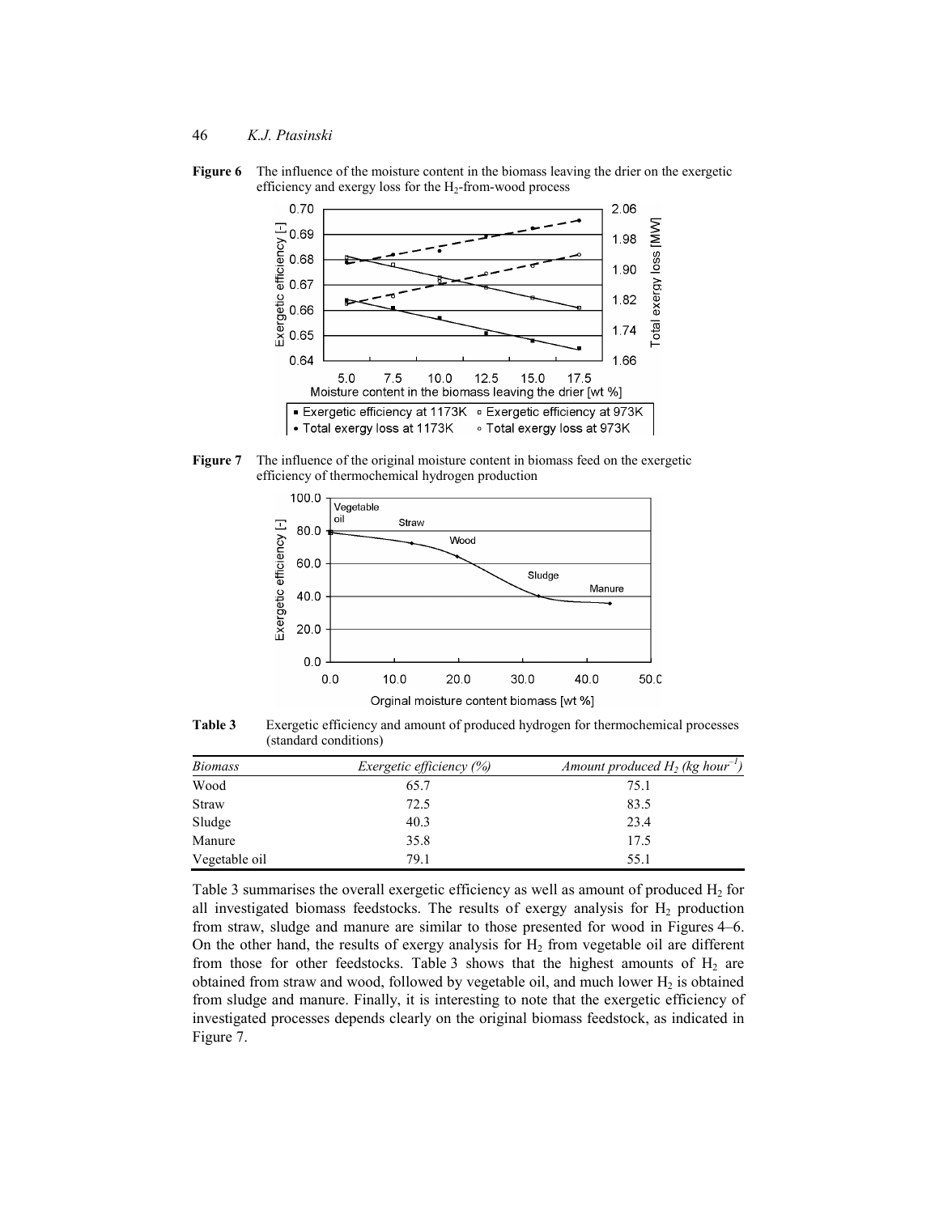**Figure 6** The influence of the moisture content in the biomass leaving the drier on the exergetic efficiency and exergy loss for the $H_2$-from-wood process

**Figure 7** The influence of the original moisture content in biomass feed on the exergetic efficiency of thermochemical hydrogen production

**Table 3** Exergetic efficiency and amount of produced hydrogen for thermochemical processes (standard conditions)

| *Biomass* | *Exergetic efficiency (%)* | *Amount produced $H_2$ (kg hour$^{-1}$)* |
|---|---|---|
| Wood | 65.7 | 75.1 |
| Straw | 72.5 | 83.5 |
| Sludge | 40.3 | 23.4 |
| Manure | 35.8 | 17.5 |
| Vegetable oil | 79.1 | 55.1 |

Table 3 summarises the overall exergetic efficiency as well as amount of produced $H_2$ for all investigated biomass feedstocks. The results of exergy analysis for $H_2$ production from straw, sludge and manure are similar to those presented for wood in Figures 4–6. On the other hand, the results of exergy analysis for $H_2$ from vegetable oil are different from those for other feedstocks. Table 3 shows that the highest amounts of $H_2$ are obtained from straw and wood, followed by vegetable oil, and much lower $H_2$ is obtained from sludge and manure. Finally, it is interesting to note that the exergetic efficiency of investigated processes depends clearly on the original biomass feedstock, as indicated in Figure 7.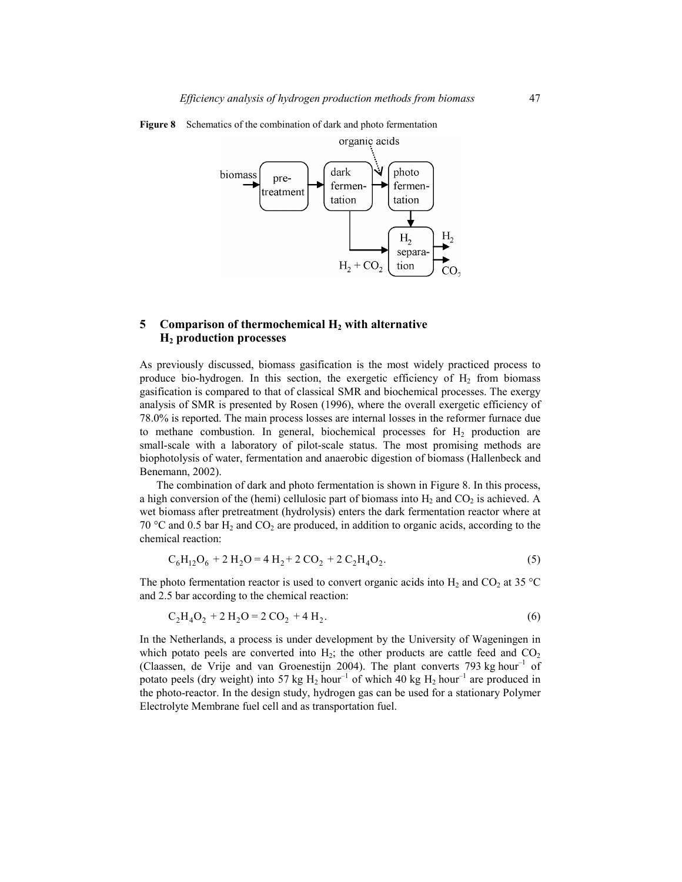**Figure 8** Schematics of the combination of dark and photo fermentation

## 5 Comparison of thermochemical $H_2$ with alternative $H_2$ production processes

As previously discussed, biomass gasification is the most widely practiced process to produce bio-hydrogen. In this section, the exergetic efficiency of $H_2$ from biomass gasification is compared to that of classical SMR and biochemical processes. The exergy analysis of SMR is presented by Rosen (1996), where the overall exergetic efficiency of 78.0% is reported. The main process losses are internal losses in the reformer furnace due to methane combustion. In general, biochemical processes for $H_2$ production are small-scale with a laboratory of pilot-scale status. The most promising methods are biophotolysis of water, fermentation and anaerobic digestion of biomass (Hallenbeck and Benemann, 2002).

The combination of dark and photo fermentation is shown in Figure 8. In this process, a high conversion of the (hemi) cellulosic part of biomass into $H_2$ and $CO_2$ is achieved. A wet biomass after pretreatment (hydrolysis) enters the dark fermentation reactor where at 70 °C and 0.5 bar $H_2$ and $CO_2$ are produced, in addition to organic acids, according to the chemical reaction:

$$C_6H_{12}O_6 + 2\,H_2O = 4\,H_2 + 2\,CO_2 + 2\,C_2H_4O_2. \tag{5}$$

The photo fermentation reactor is used to convert organic acids into $H_2$ and $CO_2$ at 35 °C and 2.5 bar according to the chemical reaction:

$$C_2H_4O_2 + 2\,H_2O = 2\,CO_2 + 4\,H_2. \tag{6}$$

In the Netherlands, a process is under development by the University of Wageningen in which potato peels are converted into $H_2$; the other products are cattle feed and $CO_2$ (Claassen, de Vrije and van Groenestijn 2004). The plant converts 793 kg hour$^{-1}$ of potato peels (dry weight) into 57 kg $H_2$ hour$^{-1}$ of which 40 kg $H_2$ hour$^{-1}$ are produced in the photo-reactor. In the design study, hydrogen gas can be used for a stationary Polymer Electrolyte Membrane fuel cell and as transportation fuel.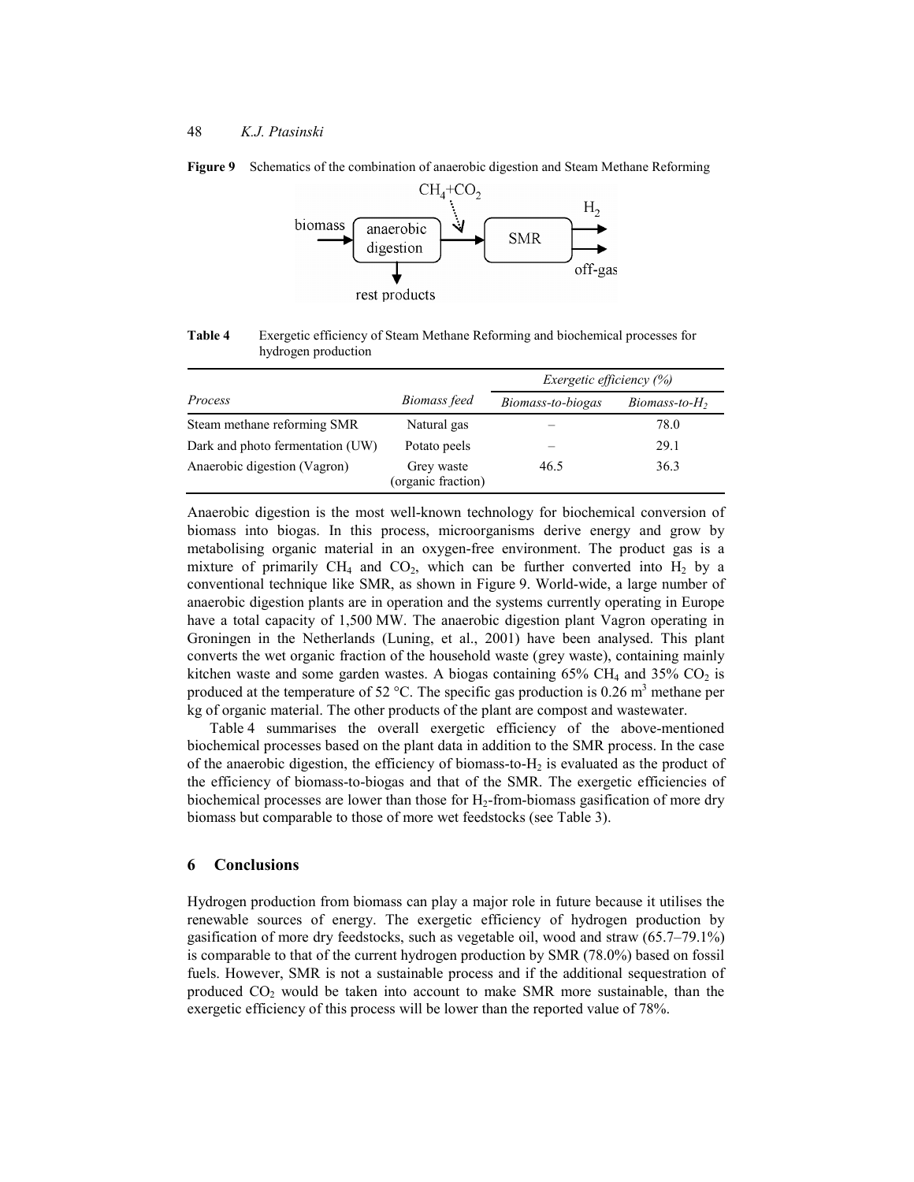**Figure 9** Schematics of the combination of anaerobic digestion and Steam Methane Reforming

**Table 4** Exergetic efficiency of Steam Methane Reforming and biochemical processes for hydrogen production

| *Process* | *Biomass feed* | *Exergetic efficiency (%)* | |
|---|---|---|---|
| | | *Biomass-to-biogas* | *Biomass-to-$H_2$* |
| Steam methane reforming SMR | Natural gas | – | 78.0 |
| Dark and photo fermentation (UW) | Potato peels | – | 29.1 |
| Anaerobic digestion (Vagron) | Grey waste (organic fraction) | 46.5 | 36.3 |

Anaerobic digestion is the most well-known technology for biochemical conversion of biomass into biogas. In this process, microorganisms derive energy and grow by metabolising organic material in an oxygen-free environment. The product gas is a mixture of primarily $CH_4$ and $CO_2$, which can be further converted into $H_2$ by a conventional technique like SMR, as shown in Figure 9. World-wide, a large number of anaerobic digestion plants are in operation and the systems currently operating in Europe have a total capacity of 1,500 MW. The anaerobic digestion plant Vagron operating in Groningen in the Netherlands (Luning, et al., 2001) have been analysed. This plant converts the wet organic fraction of the household waste (grey waste), containing mainly kitchen waste and some garden wastes. A biogas containing 65% $CH_4$ and 35% $CO_2$ is produced at the temperature of 52 °C. The specific gas production is 0.26 $m^3$ methane per kg of organic material. The other products of the plant are compost and wastewater.

Table 4 summarises the overall exergetic efficiency of the above-mentioned biochemical processes based on the plant data in addition to the SMR process. In the case of the anaerobic digestion, the efficiency of biomass-to-$H_2$ is evaluated as the product of the efficiency of biomass-to-biogas and that of the SMR. The exergetic efficiencies of biochemical processes are lower than those for $H_2$-from-biomass gasification of more dry biomass but comparable to those of more wet feedstocks (see Table 3).

## 6 Conclusions

Hydrogen production from biomass can play a major role in future because it utilises the renewable sources of energy. The exergetic efficiency of hydrogen production by gasification of more dry feedstocks, such as vegetable oil, wood and straw (65.7–79.1%) is comparable to that of the current hydrogen production by SMR (78.0%) based on fossil fuels. However, SMR is not a sustainable process and if the additional sequestration of produced $CO_2$ would be taken into account to make SMR more sustainable, than the exergetic efficiency of this process will be lower than the reported value of 78%.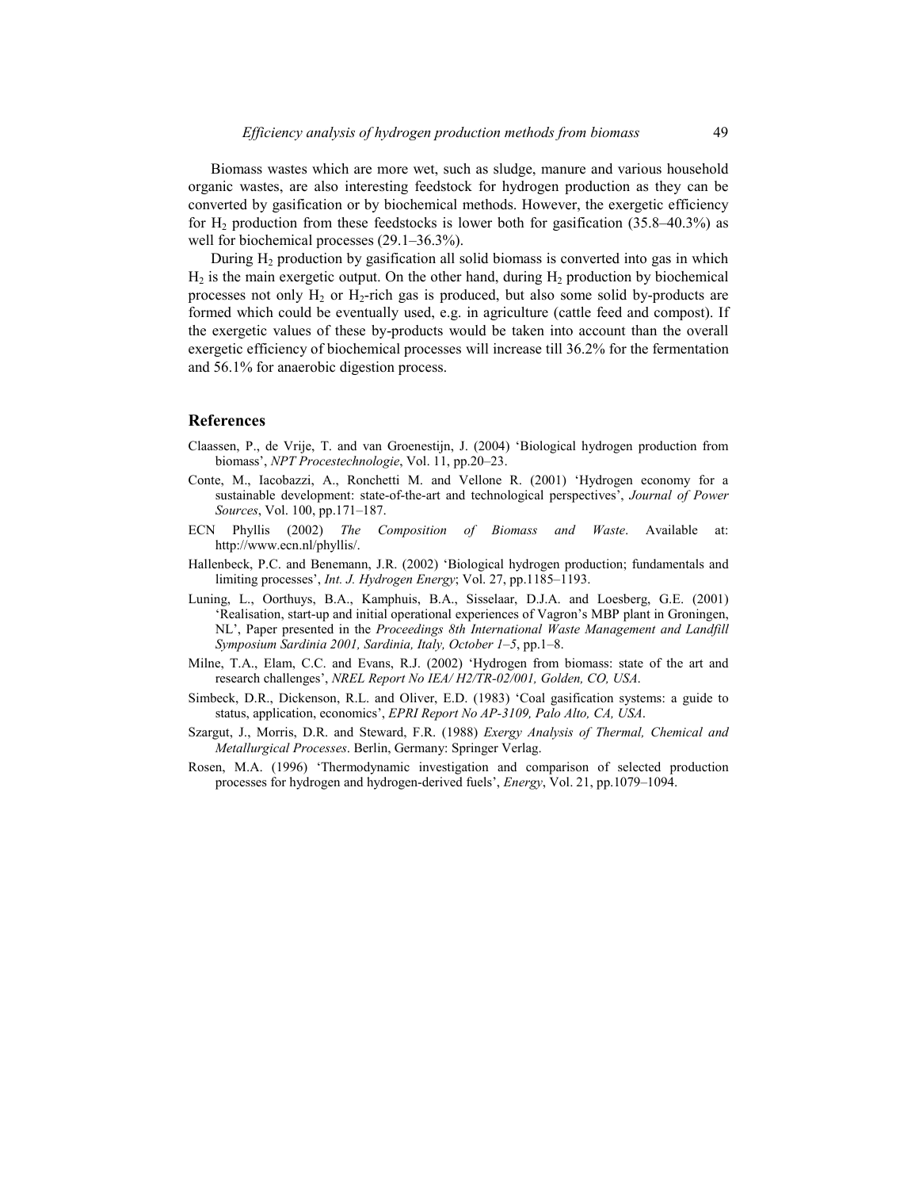Biomass wastes which are more wet, such as sludge, manure and various household organic wastes, are also interesting feedstock for hydrogen production as they can be converted by gasification or by biochemical methods. However, the exergetic efficiency for $H_2$ production from these feedstocks is lower both for gasification (35.8–40.3%) as well for biochemical processes (29.1–36.3%).

During $H_2$ production by gasification all solid biomass is converted into gas in which $H_2$ is the main exergetic output. On the other hand, during $H_2$ production by biochemical processes not only $H_2$ or $H_2$-rich gas is produced, but also some solid by-products are formed which could be eventually used, e.g. in agriculture (cattle feed and compost). If the exergetic values of these by-products would be taken into account than the overall exergetic efficiency of biochemical processes will increase till 36.2% for the fermentation and 56.1% for anaerobic digestion process.

## References

Claassen, P., de Vrije, T. and van Groenestijn, J. (2004) 'Biological hydrogen production from biomass', *NPT Procestechnologie*, Vol. 11, pp.20–23.

Conte, M., Iacobazzi, A., Ronchetti M. and Vellone R. (2001) 'Hydrogen economy for a sustainable development: state-of-the-art and technological perspectives', *Journal of Power Sources*, Vol. 100, pp.171–187.

ECN Phyllis (2002) *The Composition of Biomass and Waste*. Available at: http://www.ecn.nl/phyllis/.

Hallenbeck, P.C. and Benemann, J.R. (2002) 'Biological hydrogen production; fundamentals and limiting processes', *Int. J. Hydrogen Energy*; Vol. 27, pp.1185–1193.

Luning, L., Oorthuys, B.A., Kamphuis, B.A., Sisselaar, D.J.A. and Loesberg, G.E. (2001) 'Realisation, start-up and initial operational experiences of Vagron's MBP plant in Groningen, NL', Paper presented in the *Proceedings 8th International Waste Management and Landfill Symposium Sardinia 2001, Sardinia, Italy, October 1–5*, pp.1–8.

Milne, T.A., Elam, C.C. and Evans, R.J. (2002) 'Hydrogen from biomass: state of the art and research challenges', *NREL Report No IEA/ H2/TR-02/001, Golden, CO, USA*.

Simbeck, D.R., Dickenson, R.L. and Oliver, E.D. (1983) 'Coal gasification systems: a guide to status, application, economics', *EPRI Report No AP-3109, Palo Alto, CA, USA*.

Szargut, J., Morris, D.R. and Steward, F.R. (1988) *Exergy Analysis of Thermal, Chemical and Metallurgical Processes*. Berlin, Germany: Springer Verlag.

Rosen, M.A. (1996) 'Thermodynamic investigation and comparison of selected production processes for hydrogen and hydrogen-derived fuels', *Energy*, Vol. 21, pp.1079–1094.